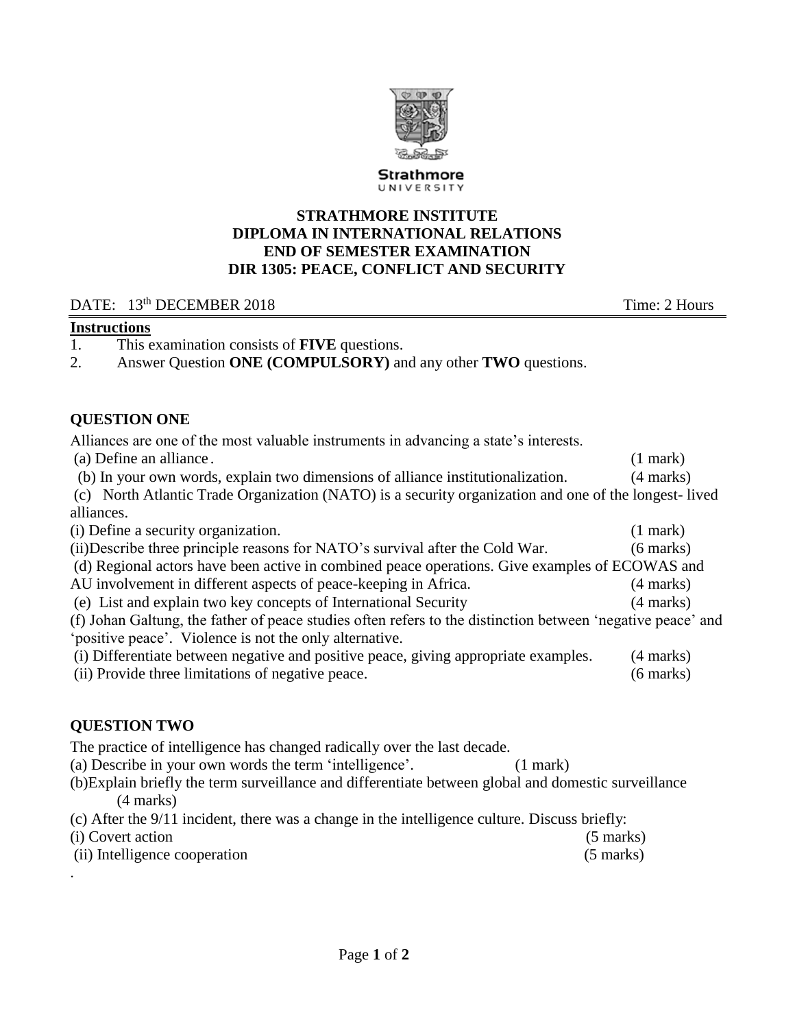Strathmore UNIVERSITY

**STRATHMORE INSTITUTE**
**DIPLOMA IN INTERNATIONAL RELATIONS**
**END OF SEMESTER EXAMINATION**
**DIR 1305: PEACE, CONFLICT AND SECURITY**

DATE: 13th DECEMBER 2018 Time: 2 Hours

**Instructions**

1. This examination consists of **FIVE** questions.
2. Answer Question **ONE (COMPULSORY)** and any other **TWO** questions.

## QUESTION ONE

Alliances are one of the most valuable instruments in advancing a state's interests.

(a) Define an alliance. (1 mark)

(b) In your own words, explain two dimensions of alliance institutionalization. (4 marks)

(c) North Atlantic Trade Organization (NATO) is a security organization and one of the longest- lived alliances.

(i) Define a security organization. (1 mark)

(ii)Describe three principle reasons for NATO's survival after the Cold War. (6 marks)

(d) Regional actors have been active in combined peace operations. Give examples of ECOWAS and AU involvement in different aspects of peace-keeping in Africa. (4 marks)

(e) List and explain two key concepts of International Security (4 marks)

(f) Johan Galtung, the father of peace studies often refers to the distinction between 'negative peace' and 'positive peace'. Violence is not the only alternative.

(i) Differentiate between negative and positive peace, giving appropriate examples. (4 marks)

(ii) Provide three limitations of negative peace. (6 marks)

## QUESTION TWO

The practice of intelligence has changed radically over the last decade.

(a) Describe in your own words the term 'intelligence'. (1 mark)

(b)Explain briefly the term surveillance and differentiate between global and domestic surveillance (4 marks)

(c) After the 9/11 incident, there was a change in the intelligence culture. Discuss briefly:

(i) Covert action (5 marks)

(ii) Intelligence cooperation (5 marks)

.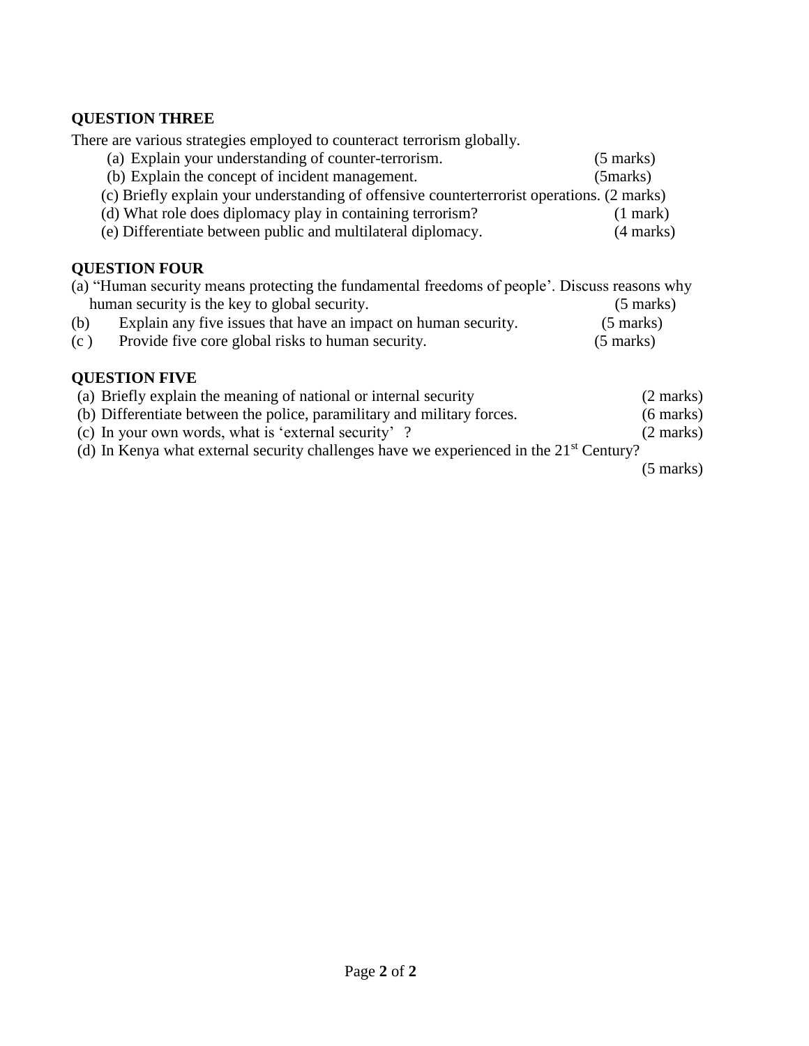**QUESTION THREE**

There are various strategies employed to counteract terrorism globally.

(a) Explain your understanding of counter-terrorism. (5 marks)

(b) Explain the concept of incident management. (5marks)

(c) Briefly explain your understanding of offensive counterterrorist operations. (2 marks)

(d) What role does diplomacy play in containing terrorism? (1 mark)

(e) Differentiate between public and multilateral diplomacy. (4 marks)

**QUESTION FOUR**

(a) "Human security means protecting the fundamental freedoms of people'. Discuss reasons why human security is the key to global security. (5 marks)

(b) Explain any five issues that have an impact on human security. (5 marks)

(c ) Provide five core global risks to human security. (5 marks)

**QUESTION FIVE**

(a) Briefly explain the meaning of national or internal security (2 marks)

(b) Differentiate between the police, paramilitary and military forces. (6 marks)

(c) In your own words, what is 'external security' ? (2 marks)

(d) In Kenya what external security challenges have we experienced in the 21st Century? (5 marks)